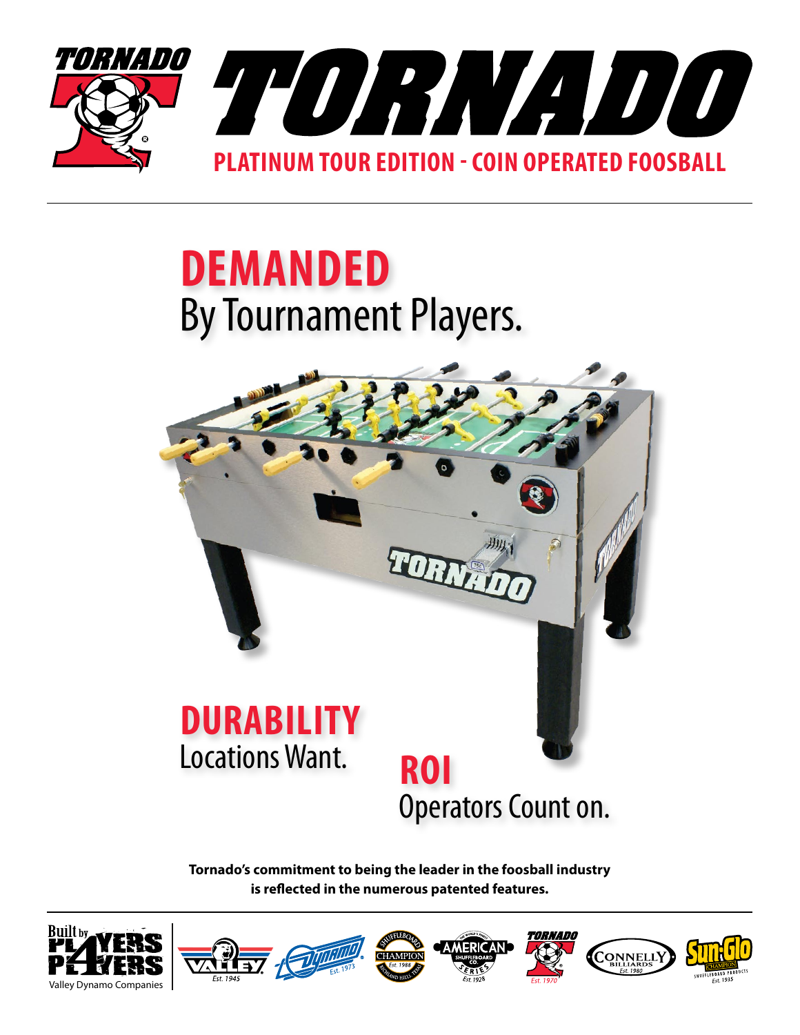# TORNADO

## PLATINUM TOUR EDITION - COIN OPERATED FOOSBALL

## DEMANDED
By Tournament Players.

## DURABILITY
Locations Want.

## ROI
Operators Count on.

**Tornado's commitment to being the leader in the foosball industry is reflected in the numerous patented features.**

Built by Players 4 Players — Valley Dynamo Companies

Valley Est. 1945 | Dynamo Est. 1973 | Champion Shuffleboard Est. 1988 | American Shuffleboard Co. Est. 1928 | Tornado Est. 1970 | Connelly Billiards Est. 1980 | Sun-Glo Shuffleboard Products Est. 1935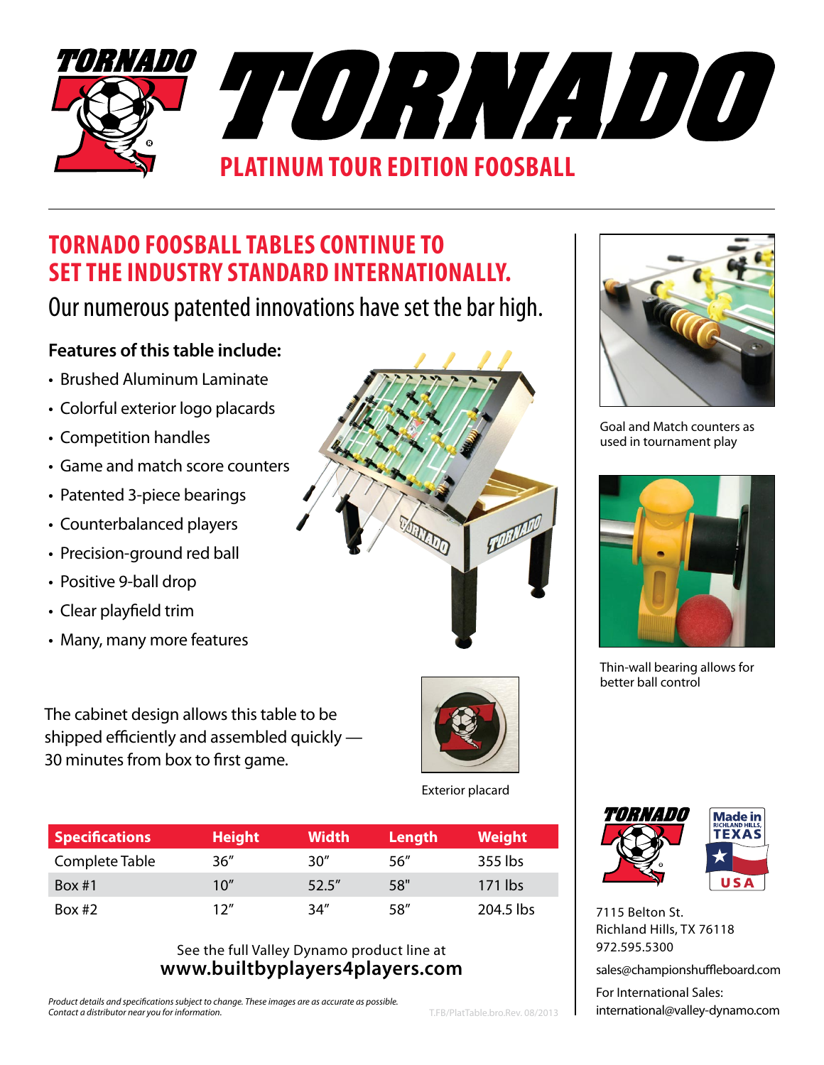# TORNADO

## PLATINUM TOUR EDITION FOOSBALL

## TORNADO FOOSBALL TABLES CONTINUE TO SET THE INDUSTRY STANDARD INTERNATIONALLY.

Our numerous patented innovations have set the bar high.

**Features of this table include:**

- Brushed Aluminum Laminate
- Colorful exterior logo placards
- Competition handles
- Game and match score counters
- Patented 3-piece bearings
- Counterbalanced players
- Precision-ground red ball
- Positive 9-ball drop
- Clear playfield trim
- Many, many more features

The cabinet design allows this table to be shipped efficiently and assembled quickly — 30 minutes from box to first game.

Exterior placard

Goal and Match counters as used in tournament play

Thin-wall bearing allows for better ball control

| Specifications | Height | Width | Length | Weight |
|---|---|---|---|---|
| Complete Table | 36″ | 30″ | 56″ | 355 lbs |
| Box #1 | 10″ | 52.5″ | 58" | 171 lbs |
| Box #2 | 12″ | 34″ | 58" | 204.5 lbs |

See the full Valley Dynamo product line at
**www.builtbyplayers4players.com**

*Product details and specifications subject to change. These images are as accurate as possible. Contact a distributor near you for information.*

T.FB/PlatTable.bro.Rev. 08/2013

Made in Richland Hills, Texas USA

7115 Belton St.
Richland Hills, TX 76118
972.595.5300

sales@championshuffleboard.com

For International Sales:
international@valley-dynamo.com